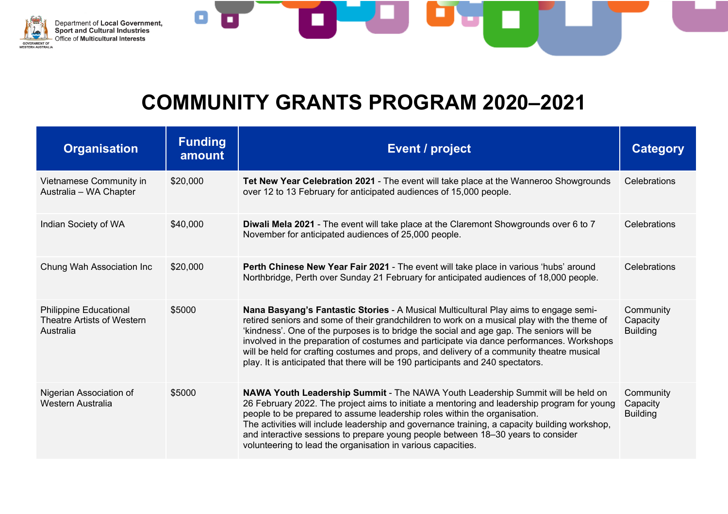Department of Local Government, Sport and Cultural Industries
Office of Multicultural Interests

# COMMUNITY GRANTS PROGRAM 2020–2021

| Organisation | Funding amount | Event / project | Category |
|---|---|---|---|
| Vietnamese Community in Australia – WA Chapter | $20,000 | **Tet New Year Celebration 2021** - The event will take place at the Wanneroo Showgrounds over 12 to 13 February for anticipated audiences of 15,000 people. | Celebrations |
| Indian Society of WA | $40,000 | **Diwali Mela 2021** - The event will take place at the Claremont Showgrounds over 6 to 7 November for anticipated audiences of 25,000 people. | Celebrations |
| Chung Wah Association Inc | $20,000 | **Perth Chinese New Year Fair 2021** - The event will take place in various 'hubs' around Northbridge, Perth over Sunday 21 February for anticipated audiences of 18,000 people. | Celebrations |
| Philippine Educational Theatre Artists of Western Australia | $5000 | **Nana Basyang's Fantastic Stories** - A Musical Multicultural Play aims to engage semi-retired seniors and some of their grandchildren to work on a musical play with the theme of 'kindness'. One of the purposes is to bridge the social and age gap. The seniors will be involved in the preparation of costumes and participate via dance performances. Workshops will be held for crafting costumes and props, and delivery of a community theatre musical play. It is anticipated that there will be 190 participants and 240 spectators. | Community Capacity Building |
| Nigerian Association of Western Australia | $5000 | **NAWA Youth Leadership Summit** - The NAWA Youth Leadership Summit will be held on 26 February 2022. The project aims to initiate a mentoring and leadership program for young people to be prepared to assume leadership roles within the organisation. The activities will include leadership and governance training, a capacity building workshop, and interactive sessions to prepare young people between 18–30 years to consider volunteering to lead the organisation in various capacities. | Community Capacity Building |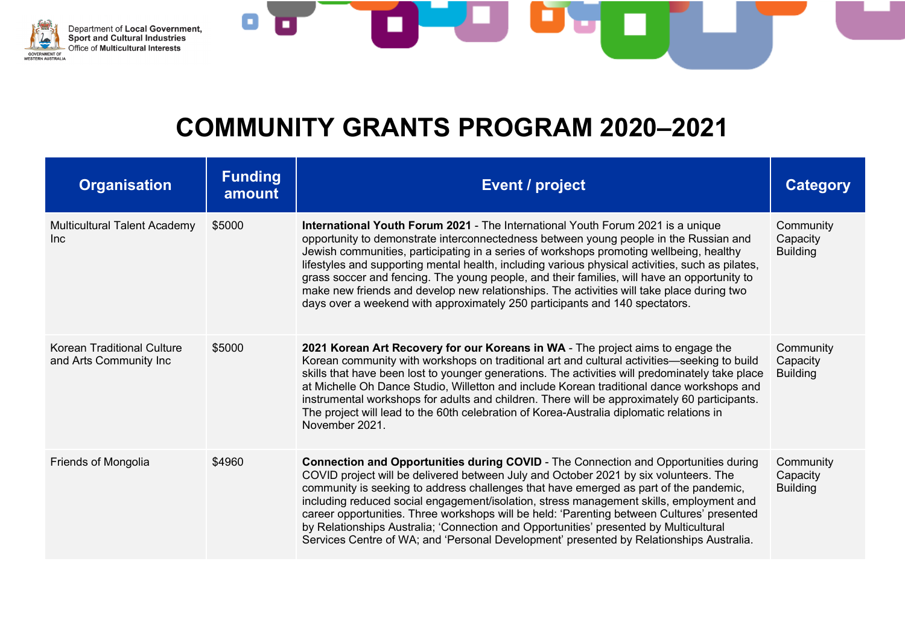# COMMUNITY GRANTS PROGRAM 2020–2021

| Organisation | Funding amount | Event / project | Category |
|---|---|---|---|
| Multicultural Talent Academy Inc | $5000 | **International Youth Forum 2021** - The International Youth Forum 2021 is a unique opportunity to demonstrate interconnectedness between young people in the Russian and Jewish communities, participating in a series of workshops promoting wellbeing, healthy lifestyles and supporting mental health, including various physical activities, such as pilates, grass soccer and fencing. The young people, and their families, will have an opportunity to make new friends and develop new relationships. The activities will take place during two days over a weekend with approximately 250 participants and 140 spectators. | Community Capacity Building |
| Korean Traditional Culture and Arts Community Inc | $5000 | **2021 Korean Art Recovery for our Koreans in WA** - The project aims to engage the Korean community with workshops on traditional art and cultural activities—seeking to build skills that have been lost to younger generations. The activities will predominately take place at Michelle Oh Dance Studio, Willetton and include Korean traditional dance workshops and instrumental workshops for adults and children. There will be approximately 60 participants. The project will lead to the 60th celebration of Korea-Australia diplomatic relations in November 2021. | Community Capacity Building |
| Friends of Mongolia | $4960 | **Connection and Opportunities during COVID** - The Connection and Opportunities during COVID project will be delivered between July and October 2021 by six volunteers. The community is seeking to address challenges that have emerged as part of the pandemic, including reduced social engagement/isolation, stress management skills, employment and career opportunities. Three workshops will be held: 'Parenting between Cultures' presented by Relationships Australia; 'Connection and Opportunities' presented by Multicultural Services Centre of WA; and 'Personal Development' presented by Relationships Australia. | Community Capacity Building |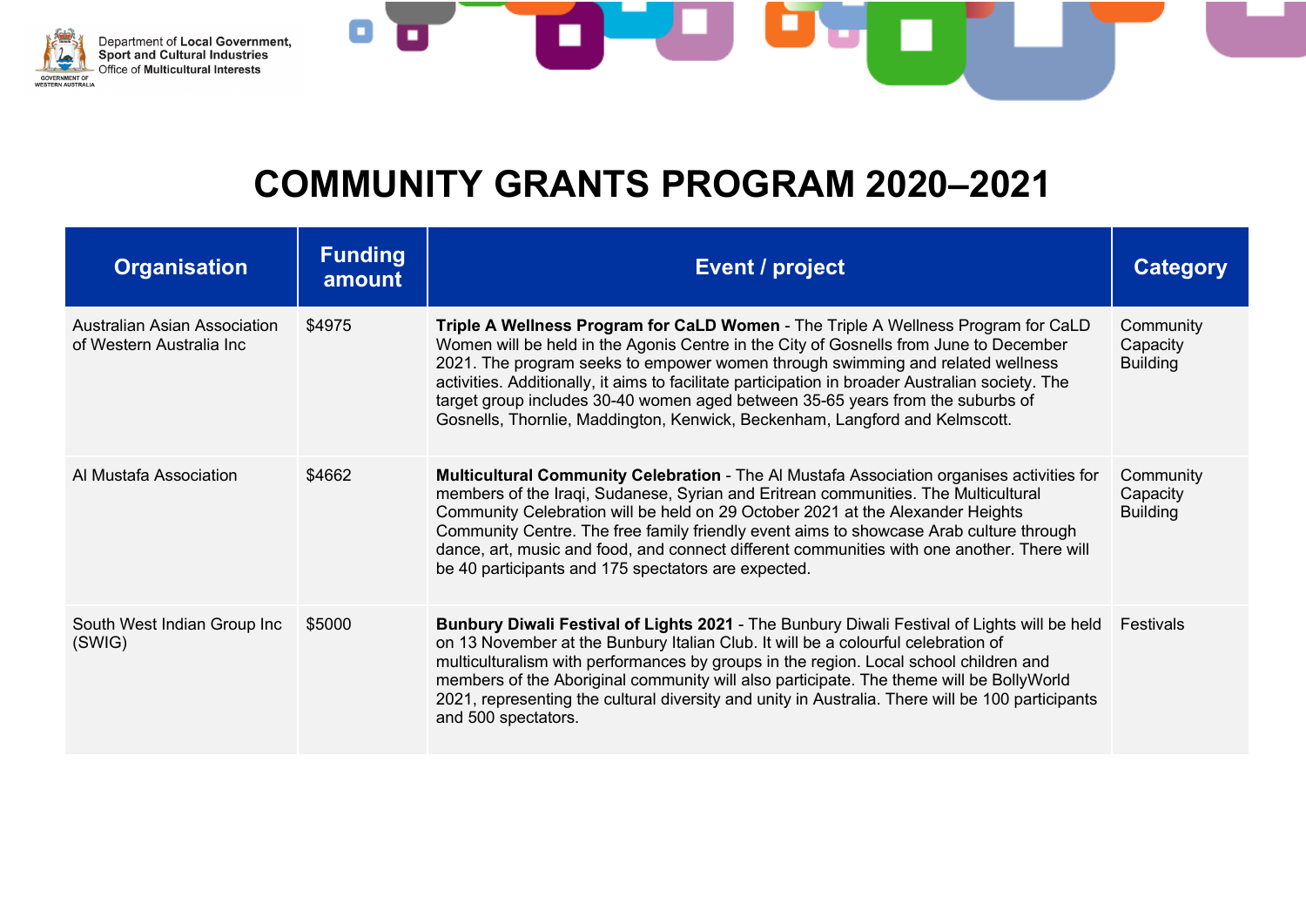# COMMUNITY GRANTS PROGRAM 2020–2021

| Organisation | Funding amount | Event / project | Category |
|---|---|---|---|
| Australian Asian Association of Western Australia Inc | $4975 | **Triple A Wellness Program for CaLD Women** - The Triple A Wellness Program for CaLD Women will be held in the Agonis Centre in the City of Gosnells from June to December 2021. The program seeks to empower women through swimming and related wellness activities. Additionally, it aims to facilitate participation in broader Australian society. The target group includes 30-40 women aged between 35-65 years from the suburbs of Gosnells, Thornlie, Maddington, Kenwick, Beckenham, Langford and Kelmscott. | Community Capacity Building |
| Al Mustafa Association | $4662 | **Multicultural Community Celebration** - The Al Mustafa Association organises activities for members of the Iraqi, Sudanese, Syrian and Eritrean communities. The Multicultural Community Celebration will be held on 29 October 2021 at the Alexander Heights Community Centre. The free family friendly event aims to showcase Arab culture through dance, art, music and food, and connect different communities with one another. There will be 40 participants and 175 spectators are expected. | Community Capacity Building |
| South West Indian Group Inc (SWIG) | $5000 | **Bunbury Diwali Festival of Lights 2021** - The Bunbury Diwali Festival of Lights will be held on 13 November at the Bunbury Italian Club. It will be a colourful celebration of multiculturalism with performances by groups in the region. Local school children and members of the Aboriginal community will also participate. The theme will be BollyWorld 2021, representing the cultural diversity and unity in Australia. There will be 100 participants and 500 spectators. | Festivals |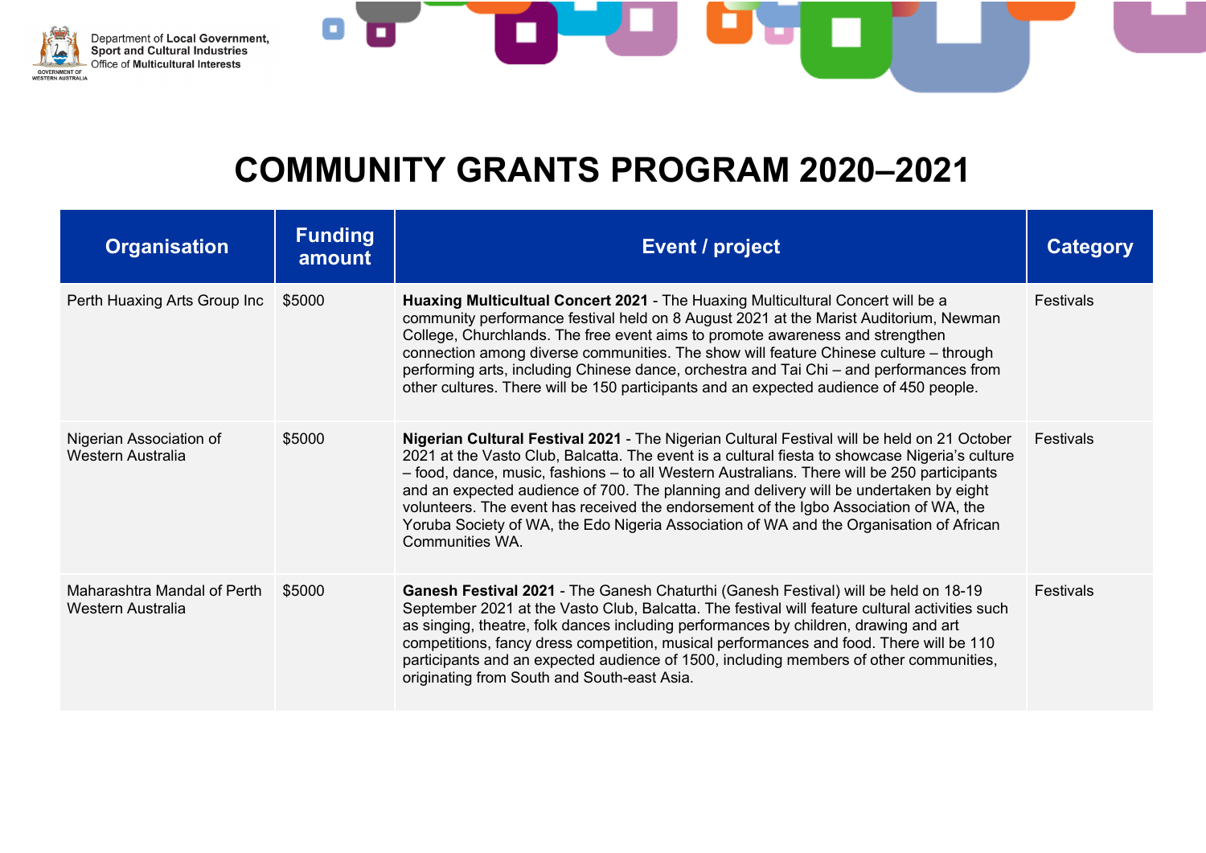# COMMUNITY GRANTS PROGRAM 2020–2021

| Organisation | Funding amount | Event / project | Category |
|---|---|---|---|
| Perth Huaxing Arts Group Inc | $5000 | **Huaxing Multicultual Concert 2021** - The Huaxing Multicultural Concert will be a community performance festival held on 8 August 2021 at the Marist Auditorium, Newman College, Churchlands. The free event aims to promote awareness and strengthen connection among diverse communities. The show will feature Chinese culture – through performing arts, including Chinese dance, orchestra and Tai Chi – and performances from other cultures. There will be 150 participants and an expected audience of 450 people. | Festivals |
| Nigerian Association of Western Australia | $5000 | **Nigerian Cultural Festival 2021** - The Nigerian Cultural Festival will be held on 21 October 2021 at the Vasto Club, Balcatta. The event is a cultural fiesta to showcase Nigeria's culture – food, dance, music, fashions – to all Western Australians. There will be 250 participants and an expected audience of 700. The planning and delivery will be undertaken by eight volunteers. The event has received the endorsement of the Igbo Association of WA, the Yoruba Society of WA, the Edo Nigeria Association of WA and the Organisation of African Communities WA. | Festivals |
| Maharashtra Mandal of Perth Western Australia | $5000 | **Ganesh Festival 2021** - The Ganesh Chaturthi (Ganesh Festival) will be held on 18-19 September 2021 at the Vasto Club, Balcatta. The festival will feature cultural activities such as singing, theatre, folk dances including performances by children, drawing and art competitions, fancy dress competition, musical performances and food. There will be 110 participants and an expected audience of 1500, including members of other communities, originating from South and South-east Asia. | Festivals |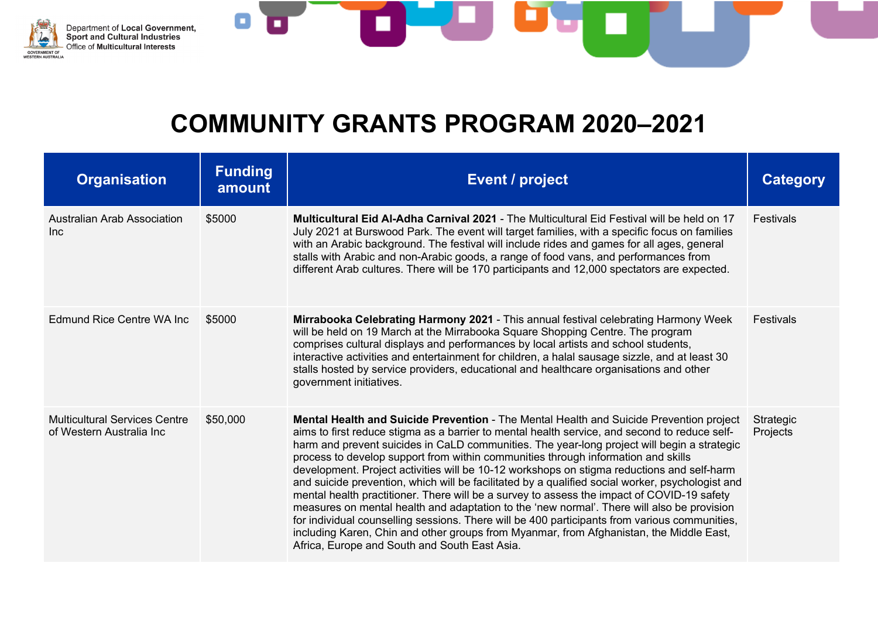Department of Local Government, Sport and Cultural Industries
Office of Multicultural Interests

# COMMUNITY GRANTS PROGRAM 2020–2021

| Organisation | Funding amount | Event / project | Category |
|---|---|---|---|
| Australian Arab Association Inc | $5000 | **Multicultural Eid Al-Adha Carnival 2021** - The Multicultural Eid Festival will be held on 17 July 2021 at Burswood Park. The event will target families, with a specific focus on families with an Arabic background. The festival will include rides and games for all ages, general stalls with Arabic and non-Arabic goods, a range of food vans, and performances from different Arab cultures. There will be 170 participants and 12,000 spectators are expected. | Festivals |
| Edmund Rice Centre WA Inc | $5000 | **Mirrabooka Celebrating Harmony 2021** - This annual festival celebrating Harmony Week will be held on 19 March at the Mirrabooka Square Shopping Centre. The program comprises cultural displays and performances by local artists and school students, interactive activities and entertainment for children, a halal sausage sizzle, and at least 30 stalls hosted by service providers, educational and healthcare organisations and other government initiatives. | Festivals |
| Multicultural Services Centre of Western Australia Inc | $50,000 | **Mental Health and Suicide Prevention** - The Mental Health and Suicide Prevention project aims to first reduce stigma as a barrier to mental health service, and second to reduce self-harm and prevent suicides in CaLD communities. The year-long project will begin a strategic process to develop support from within communities through information and skills development. Project activities will be 10-12 workshops on stigma reductions and self-harm and suicide prevention, which will be facilitated by a qualified social worker, psychologist and mental health practitioner. There will be a survey to assess the impact of COVID-19 safety measures on mental health and adaptation to the 'new normal'. There will also be provision for individual counselling sessions. There will be 400 participants from various communities, including Karen, Chin and other groups from Myanmar, from Afghanistan, the Middle East, Africa, Europe and South and South East Asia. | Strategic Projects |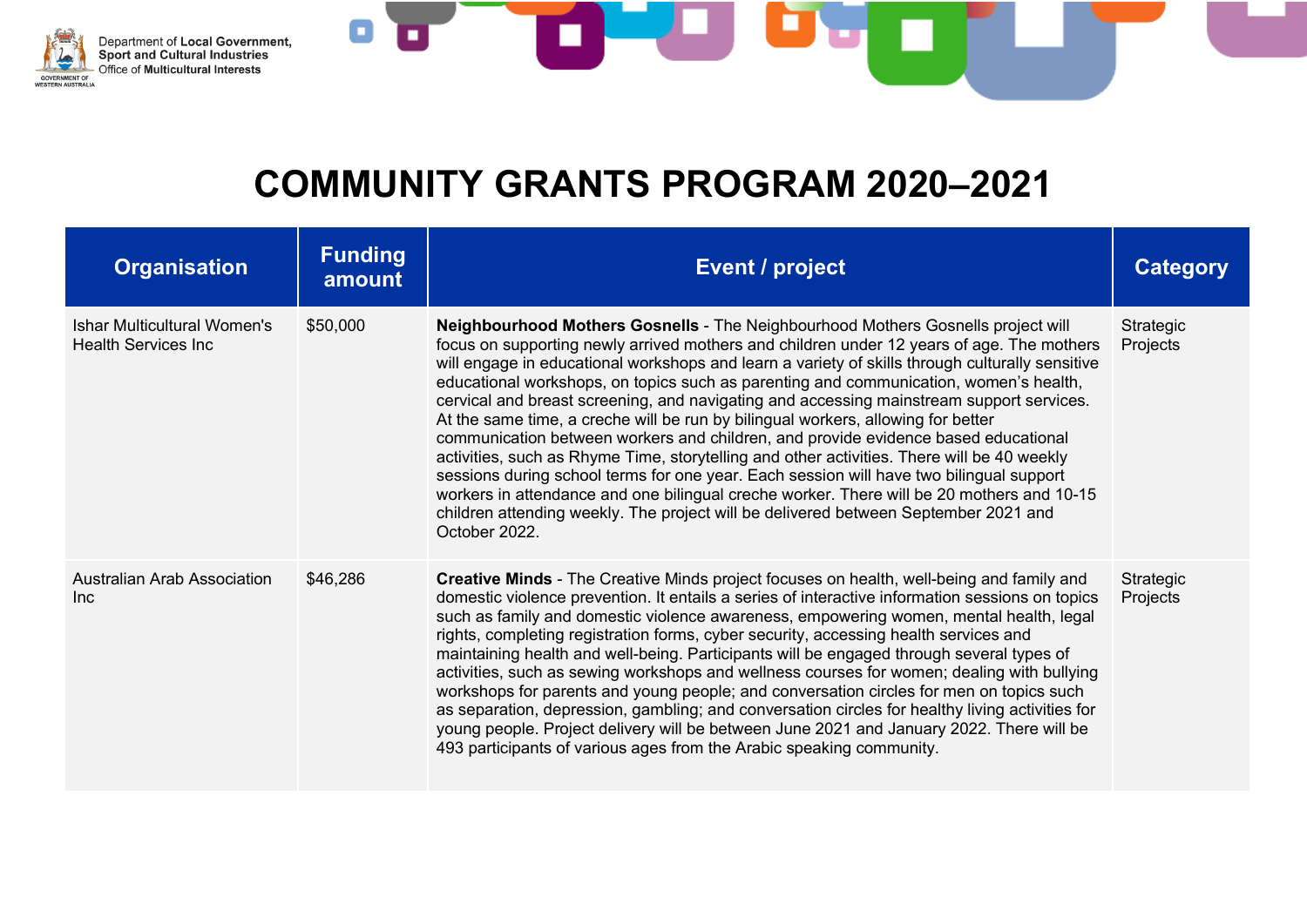# COMMUNITY GRANTS PROGRAM 2020–2021

| Organisation | Funding amount | Event / project | Category |
|---|---|---|---|
| Ishar Multicultural Women's Health Services Inc | $50,000 | **Neighbourhood Mothers Gosnells** - The Neighbourhood Mothers Gosnells project will focus on supporting newly arrived mothers and children under 12 years of age. The mothers will engage in educational workshops and learn a variety of skills through culturally sensitive educational workshops, on topics such as parenting and communication, women's health, cervical and breast screening, and navigating and accessing mainstream support services. At the same time, a creche will be run by bilingual workers, allowing for better communication between workers and children, and provide evidence based educational activities, such as Rhyme Time, storytelling and other activities. There will be 40 weekly sessions during school terms for one year. Each session will have two bilingual support workers in attendance and one bilingual creche worker. There will be 20 mothers and 10-15 children attending weekly. The project will be delivered between September 2021 and October 2022. | Strategic Projects |
| Australian Arab Association Inc | $46,286 | **Creative Minds** - The Creative Minds project focuses on health, well-being and family and domestic violence prevention. It entails a series of interactive information sessions on topics such as family and domestic violence awareness, empowering women, mental health, legal rights, completing registration forms, cyber security, accessing health services and maintaining health and well-being. Participants will be engaged through several types of activities, such as sewing workshops and wellness courses for women; dealing with bullying workshops for parents and young people; and conversation circles for men on topics such as separation, depression, gambling; and conversation circles for healthy living activities for young people. Project delivery will be between June 2021 and January 2022. There will be 493 participants of various ages from the Arabic speaking community. | Strategic Projects |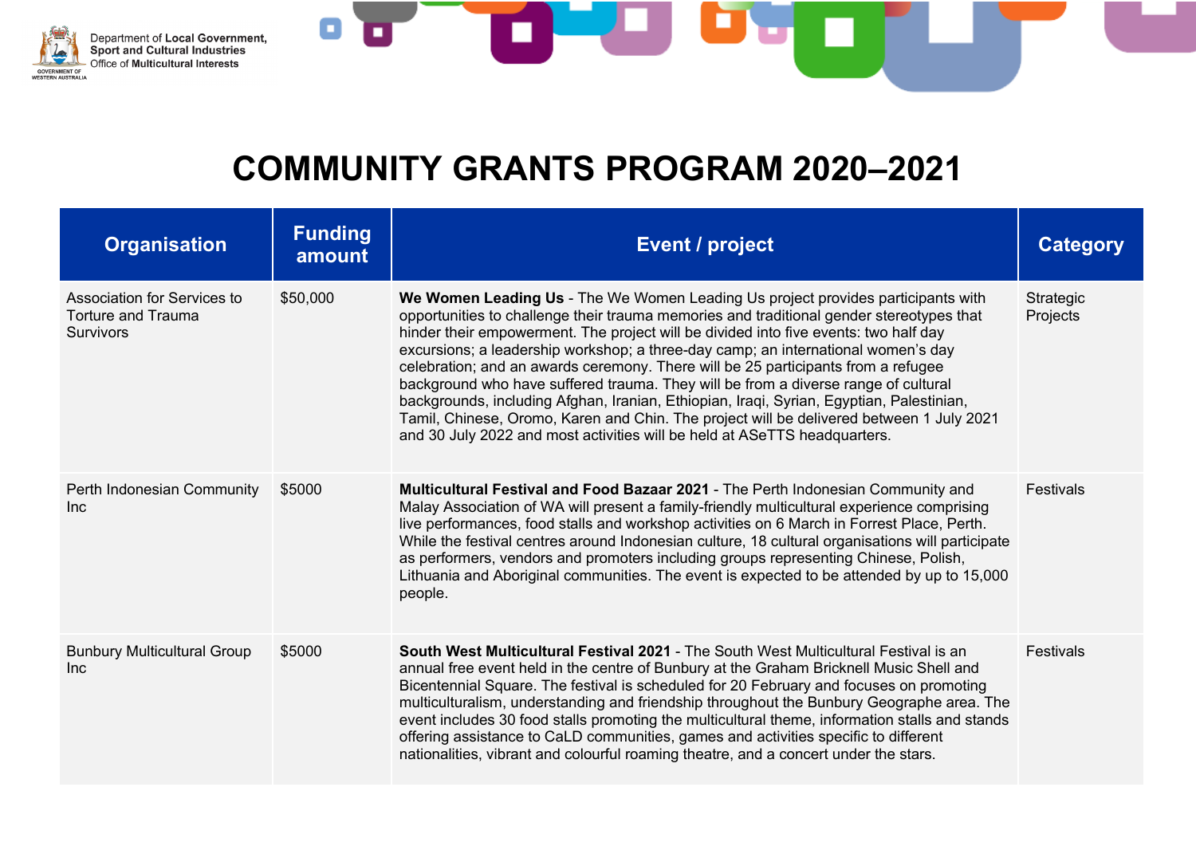# COMMUNITY GRANTS PROGRAM 2020–2021

| Organisation | Funding amount | Event / project | Category |
|---|---|---|---|
| Association for Services to Torture and Trauma Survivors | $50,000 | **We Women Leading Us** - The We Women Leading Us project provides participants with opportunities to challenge their trauma memories and traditional gender stereotypes that hinder their empowerment. The project will be divided into five events: two half day excursions; a leadership workshop; a three-day camp; an international women's day celebration; and an awards ceremony. There will be 25 participants from a refugee background who have suffered trauma. They will be from a diverse range of cultural backgrounds, including Afghan, Iranian, Ethiopian, Iraqi, Syrian, Egyptian, Palestinian, Tamil, Chinese, Oromo, Karen and Chin. The project will be delivered between 1 July 2021 and 30 July 2022 and most activities will be held at ASeTTS headquarters. | Strategic Projects |
| Perth Indonesian Community Inc | $5000 | **Multicultural Festival and Food Bazaar 2021** - The Perth Indonesian Community and Malay Association of WA will present a family-friendly multicultural experience comprising live performances, food stalls and workshop activities on 6 March in Forrest Place, Perth. While the festival centres around Indonesian culture, 18 cultural organisations will participate as performers, vendors and promoters including groups representing Chinese, Polish, Lithuania and Aboriginal communities. The event is expected to be attended by up to 15,000 people. | Festivals |
| Bunbury Multicultural Group Inc | $5000 | **South West Multicultural Festival 2021** - The South West Multicultural Festival is an annual free event held in the centre of Bunbury at the Graham Bricknell Music Shell and Bicentennial Square. The festival is scheduled for 20 February and focuses on promoting multiculturalism, understanding and friendship throughout the Bunbury Geographe area. The event includes 30 food stalls promoting the multicultural theme, information stalls and stands offering assistance to CaLD communities, games and activities specific to different nationalities, vibrant and colourful roaming theatre, and a concert under the stars. | Festivals |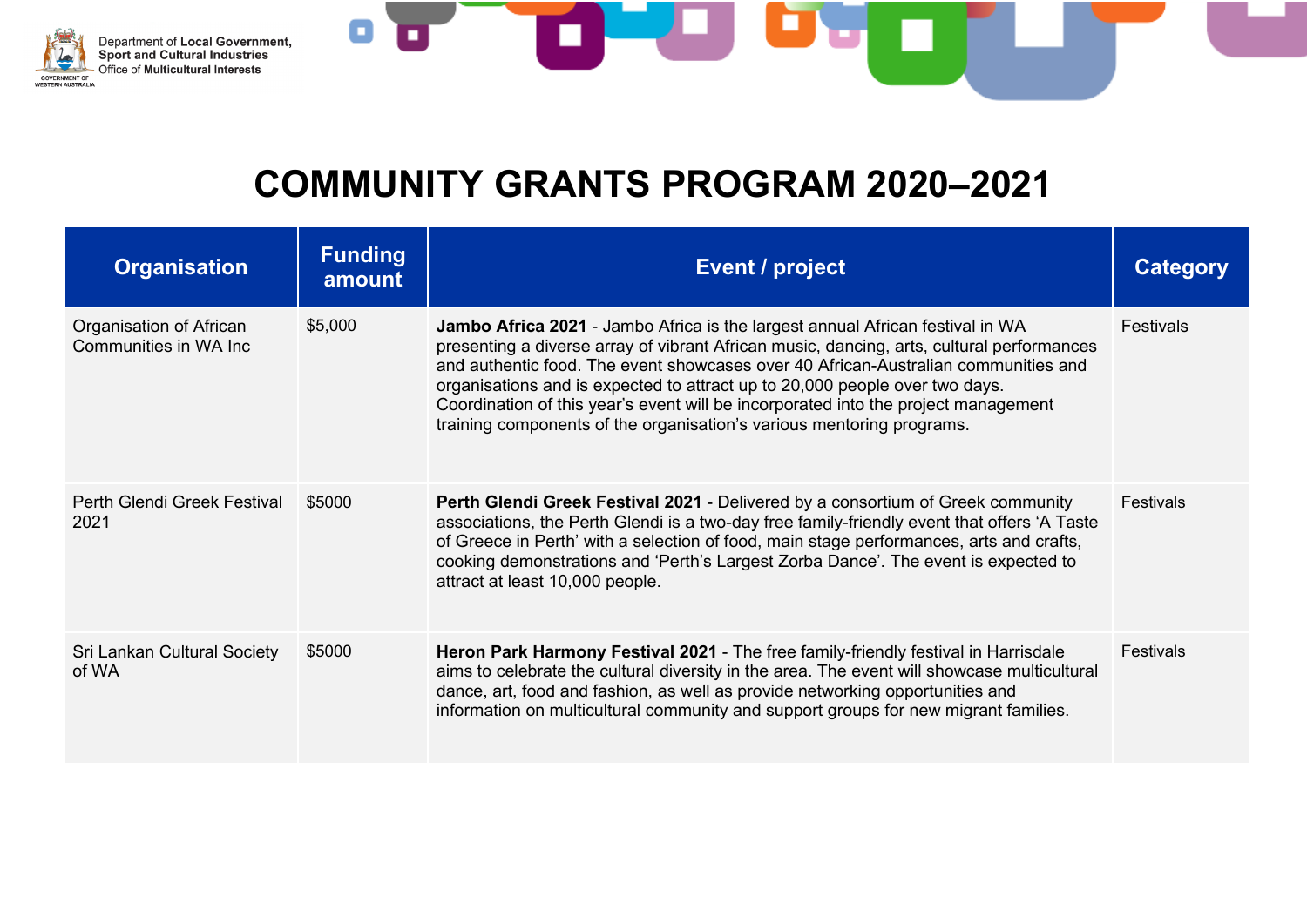# COMMUNITY GRANTS PROGRAM 2020–2021

| Organisation | Funding amount | Event / project | Category |
|---|---|---|---|
| Organisation of African Communities in WA Inc | $5,000 | **Jambo Africa 2021** - Jambo Africa is the largest annual African festival in WA presenting a diverse array of vibrant African music, dancing, arts, cultural performances and authentic food. The event showcases over 40 African-Australian communities and organisations and is expected to attract up to 20,000 people over two days. Coordination of this year's event will be incorporated into the project management training components of the organisation's various mentoring programs. | Festivals |
| Perth Glendi Greek Festival 2021 | $5000 | **Perth Glendi Greek Festival 2021** - Delivered by a consortium of Greek community associations, the Perth Glendi is a two-day free family-friendly event that offers 'A Taste of Greece in Perth' with a selection of food, main stage performances, arts and crafts, cooking demonstrations and 'Perth's Largest Zorba Dance'. The event is expected to attract at least 10,000 people. | Festivals |
| Sri Lankan Cultural Society of WA | $5000 | **Heron Park Harmony Festival 2021** - The free family-friendly festival in Harrisdale aims to celebrate the cultural diversity in the area. The event will showcase multicultural dance, art, food and fashion, as well as provide networking opportunities and information on multicultural community and support groups for new migrant families. | Festivals |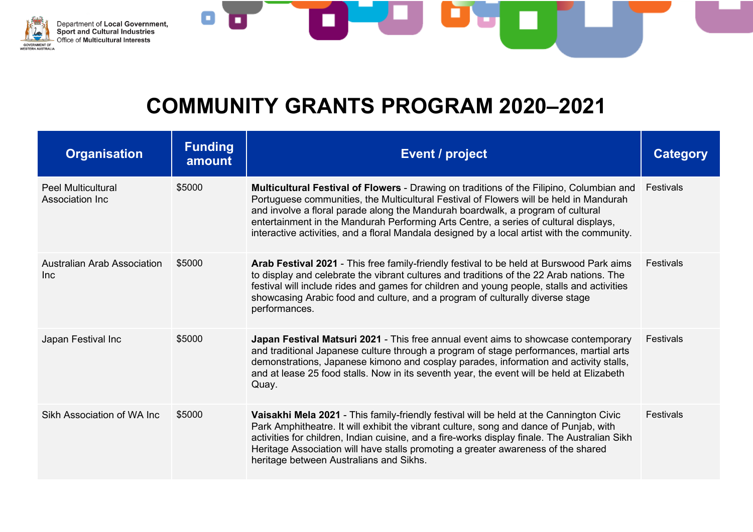# COMMUNITY GRANTS PROGRAM 2020–2021

| Organisation | Funding amount | Event / project | Category |
|---|---|---|---|
| Peel Multicultural Association Inc | $5000 | **Multicultural Festival of Flowers** - Drawing on traditions of the Filipino, Columbian and Portuguese communities, the Multicultural Festival of Flowers will be held in Mandurah and involve a floral parade along the Mandurah boardwalk, a program of cultural entertainment in the Mandurah Performing Arts Centre, a series of cultural displays, interactive activities, and a floral Mandala designed by a local artist with the community. | Festivals |
| Australian Arab Association Inc | $5000 | **Arab Festival 2021** - This free family-friendly festival to be held at Burswood Park aims to display and celebrate the vibrant cultures and traditions of the 22 Arab nations. The festival will include rides and games for children and young people, stalls and activities showcasing Arabic food and culture, and a program of culturally diverse stage performances. | Festivals |
| Japan Festival Inc | $5000 | **Japan Festival Matsuri 2021** - This free annual event aims to showcase contemporary and traditional Japanese culture through a program of stage performances, martial arts demonstrations, Japanese kimono and cosplay parades, information and activity stalls, and at lease 25 food stalls. Now in its seventh year, the event will be held at Elizabeth Quay. | Festivals |
| Sikh Association of WA Inc | $5000 | **Vaisakhi Mela 2021** - This family-friendly festival will be held at the Cannington Civic Park Amphitheatre. It will exhibit the vibrant culture, song and dance of Punjab, with activities for children, Indian cuisine, and a fire-works display finale. The Australian Sikh Heritage Association will have stalls promoting a greater awareness of the shared heritage between Australians and Sikhs. | Festivals |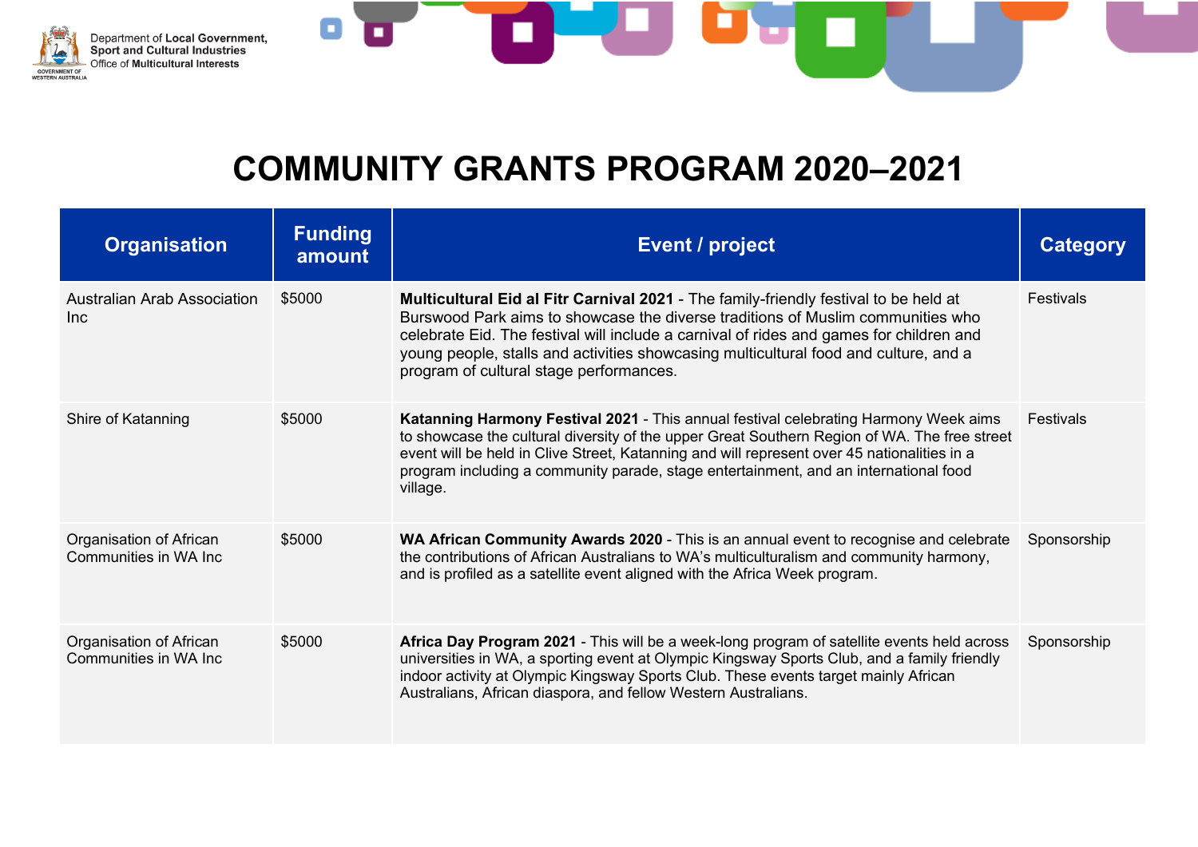# COMMUNITY GRANTS PROGRAM 2020–2021

| Organisation | Funding amount | Event / project | Category |
|---|---|---|---|
| Australian Arab Association Inc | $5000 | **Multicultural Eid al Fitr Carnival 2021** - The family-friendly festival to be held at Burswood Park aims to showcase the diverse traditions of Muslim communities who celebrate Eid. The festival will include a carnival of rides and games for children and young people, stalls and activities showcasing multicultural food and culture, and a program of cultural stage performances. | Festivals |
| Shire of Katanning | $5000 | **Katanning Harmony Festival 2021** - This annual festival celebrating Harmony Week aims to showcase the cultural diversity of the upper Great Southern Region of WA. The free street event will be held in Clive Street, Katanning and will represent over 45 nationalities in a program including a community parade, stage entertainment, and an international food village. | Festivals |
| Organisation of African Communities in WA Inc | $5000 | **WA African Community Awards 2020** - This is an annual event to recognise and celebrate the contributions of African Australians to WA's multiculturalism and community harmony, and is profiled as a satellite event aligned with the Africa Week program. | Sponsorship |
| Organisation of African Communities in WA Inc | $5000 | **Africa Day Program 2021** - This will be a week-long program of satellite events held across universities in WA, a sporting event at Olympic Kingsway Sports Club, and a family friendly indoor activity at Olympic Kingsway Sports Club. These events target mainly African Australians, African diaspora, and fellow Western Australians. | Sponsorship |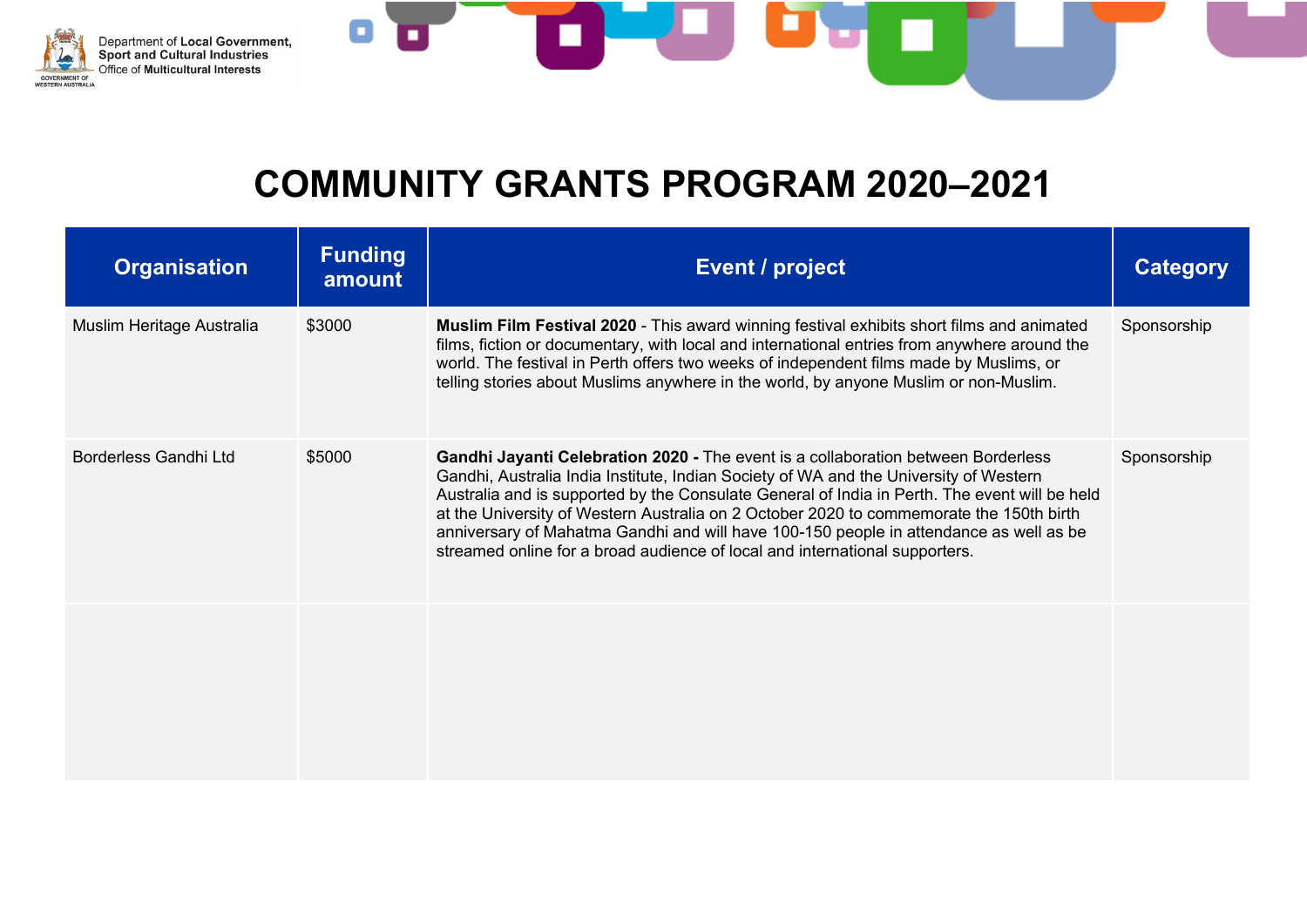# COMMUNITY GRANTS PROGRAM 2020–2021

| Organisation | Funding amount | Event / project | Category |
|---|---|---|---|
| Muslim Heritage Australia | $3000 | **Muslim Film Festival 2020** - This award winning festival exhibits short films and animated films, fiction or documentary, with local and international entries from anywhere around the world. The festival in Perth offers two weeks of independent films made by Muslims, or telling stories about Muslims anywhere in the world, by anyone Muslim or non-Muslim. | Sponsorship |
| Borderless Gandhi Ltd | $5000 | **Gandhi Jayanti Celebration 2020 -** The event is a collaboration between Borderless Gandhi, Australia India Institute, Indian Society of WA and the University of Western Australia and is supported by the Consulate General of India in Perth. The event will be held at the University of Western Australia on 2 October 2020 to commemorate the 150th birth anniversary of Mahatma Gandhi and will have 100-150 people in attendance as well as be streamed online for a broad audience of local and international supporters. | Sponsorship |
| | | | |